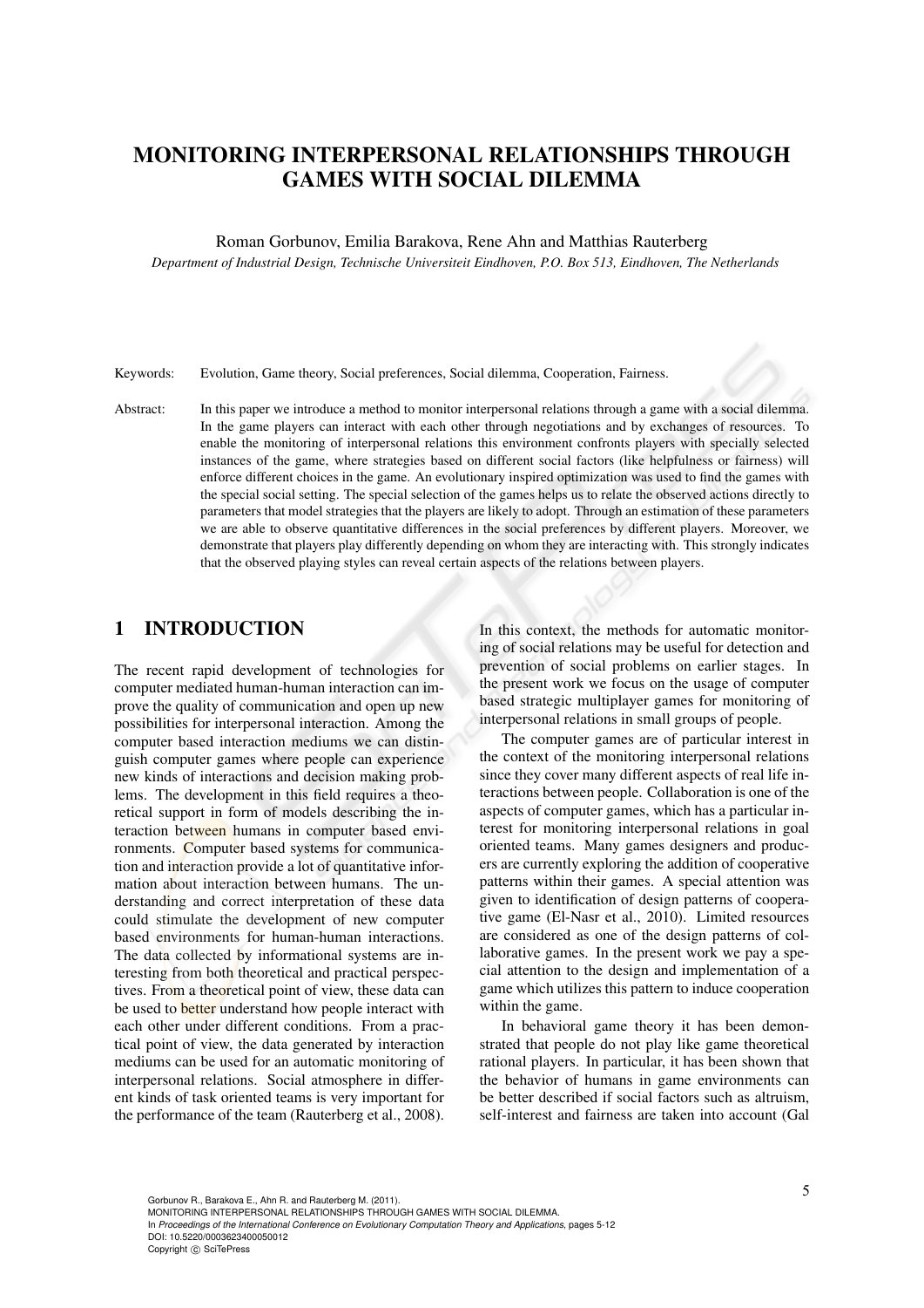# MONITORING INTERPERSONAL RELATIONSHIPS THROUGH GAMES WITH SOCIAL DILEMMA

Roman Gorbunov, Emilia Barakova, Rene Ahn and Matthias Rauterberg

*Department of Industrial Design, Technische Universiteit Eindhoven, P.O. Box 513, Eindhoven, The Netherlands*

Keywords: Evolution, Game theory, Social preferences, Social dilemma, Cooperation, Fairness.

Abstract: In this paper we introduce a method to monitor interpersonal relations through a game with a social dilemma. In the game players can interact with each other through negotiations and by exchanges of resources. To enable the monitoring of interpersonal relations this environment confronts players with specially selected instances of the game, where strategies based on different social factors (like helpfulness or fairness) will enforce different choices in the game. An evolutionary inspired optimization was used to find the games with the special social setting. The special selection of the games helps us to relate the observed actions directly to parameters that model strategies that the players are likely to adopt. Through an estimation of these parameters we are able to observe quantitative differences in the social preferences by different players. Moreover, we demonstrate that players play differently depending on whom they are interacting with. This strongly indicates that the observed playing styles can reveal certain aspects of the relations between players.

## 1 INTRODUCTION

The recent rapid development of technologies for computer mediated human-human interaction can improve the quality of communication and open up new possibilities for interpersonal interaction. Among the computer based interaction mediums we can distinguish computer games where people can experience new kinds of interactions and decision making problems. The development in this field requires a theoretical support in form of models describing the interaction between humans in computer based environments. Computer based systems for communication and interaction provide a lot of quantitative information about interaction between humans. The understanding and correct interpretation of these data could stimulate the development of new computer based environments for human-human interactions. The data collected by informational systems are interesting from both theoretical and practical perspectives. From a theoretical point of view, these data can be used to better understand how people interact with each other under different conditions. From a practical point of view, the data generated by interaction mediums can be used for an automatic monitoring of interpersonal relations. Social atmosphere in different kinds of task oriented teams is very important for the performance of the team (Rauterberg et al., 2008). In this context, the methods for automatic monitoring of social relations may be useful for detection and prevention of social problems on earlier stages. In the present work we focus on the usage of computer based strategic multiplayer games for monitoring of interpersonal relations in small groups of people.

The computer games are of particular interest in the context of the monitoring interpersonal relations since they cover many different aspects of real life interactions between people. Collaboration is one of the aspects of computer games, which has a particular interest for monitoring interpersonal relations in goal oriented teams. Many games designers and producers are currently exploring the addition of cooperative patterns within their games. A special attention was given to identification of design patterns of cooperative game (El-Nasr et al., 2010). Limited resources are considered as one of the design patterns of collaborative games. In the present work we pay a special attention to the design and implementation of a game which utilizes this pattern to induce cooperation within the game.

In behavioral game theory it has been demonstrated that people do not play like game theoretical rational players. In particular, it has been shown that the behavior of humans in game environments can be better described if social factors such as altruism, self-interest and fairness are taken into account (Gal

Gorbunov R., Barakova E., Ahn R. and Rauterberg M. (2011).
MONITORING INTERPERSONAL RELATIONSHIPS THROUGH GAMES WITH SOCIAL DILEMMA.
In *Proceedings of the International Conference on Evolutionary Computation Theory and Applications*, pages 5-12
DOI: 10.5220/0003623400050012
Copyright © SciTePress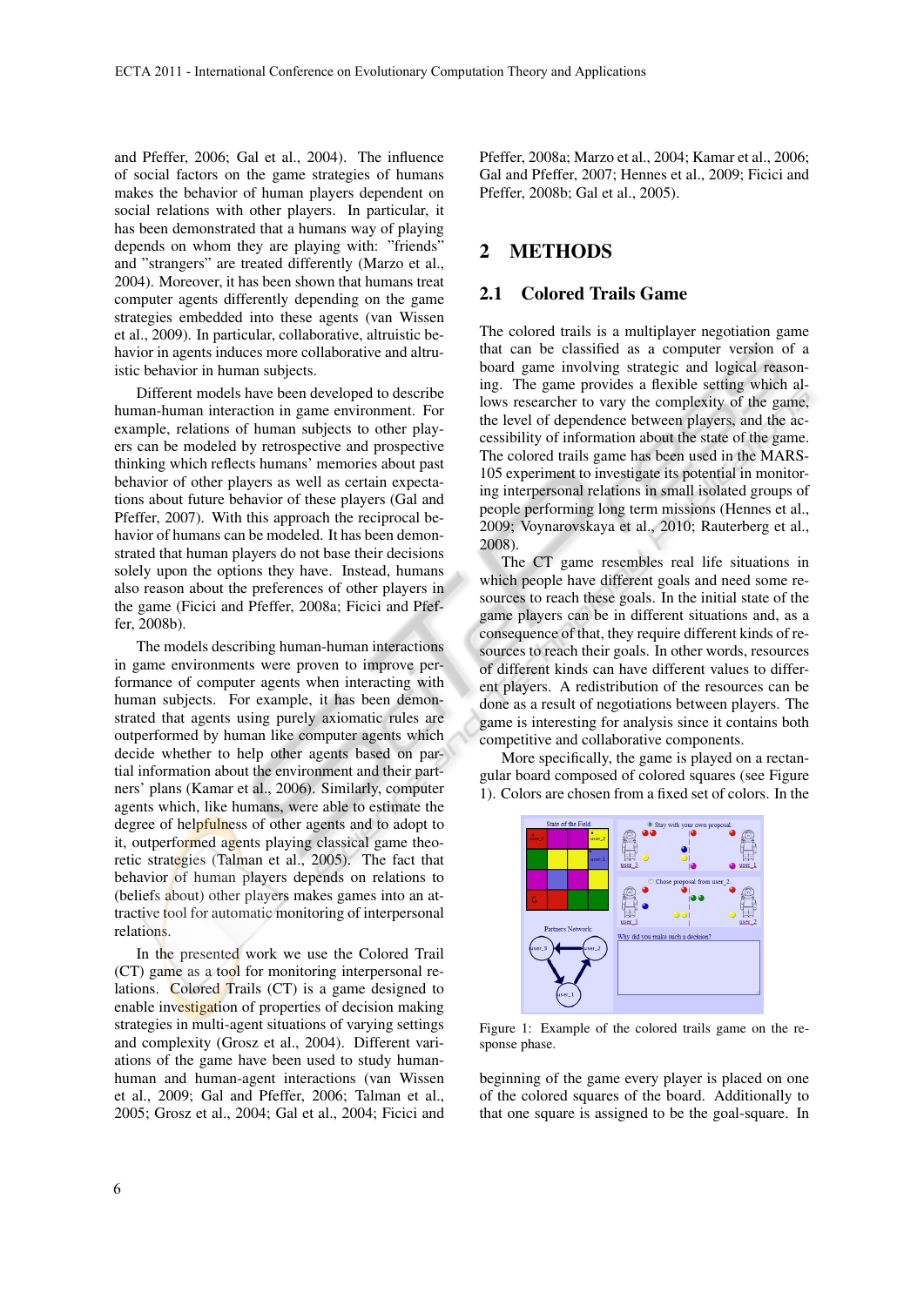and Pfeffer, 2006; Gal et al., 2004). The influence of social factors on the game strategies of humans makes the behavior of human players dependent on social relations with other players. In particular, it has been demonstrated that a humans way of playing depends on whom they are playing with: "friends" and "strangers" are treated differently (Marzo et al., 2004). Moreover, it has been shown that humans treat computer agents differently depending on the game strategies embedded into these agents (van Wissen et al., 2009). In particular, collaborative, altruistic behavior in agents induces more collaborative and altruistic behavior in human subjects.

Different models have been developed to describe human-human interaction in game environment. For example, relations of human subjects to other players can be modeled by retrospective and prospective thinking which reflects humans' memories about past behavior of other players as well as certain expectations about future behavior of these players (Gal and Pfeffer, 2007). With this approach the reciprocal behavior of humans can be modeled. It has been demonstrated that human players do not base their decisions solely upon the options they have. Instead, humans also reason about the preferences of other players in the game (Ficici and Pfeffer, 2008a; Ficici and Pfeffer, 2008b).

The models describing human-human interactions in game environments were proven to improve performance of computer agents when interacting with human subjects. For example, it has been demonstrated that agents using purely axiomatic rules are outperformed by human like computer agents which decide whether to help other agents based on partial information about the environment and their partners' plans (Kamar et al., 2006). Similarly, computer agents which, like humans, were able to estimate the degree of helpfulness of other agents and to adopt to it, outperformed agents playing classical game theoretic strategies (Talman et al., 2005). The fact that behavior of human players depends on relations to (beliefs about) other players makes games into an attractive tool for automatic monitoring of interpersonal relations.

In the presented work we use the Colored Trail (CT) game as a tool for monitoring interpersonal relations. Colored Trails (CT) is a game designed to enable investigation of properties of decision making strategies in multi-agent situations of varying settings and complexity (Grosz et al., 2004). Different variations of the game have been used to study human-human and human-agent interactions (van Wissen et al., 2009; Gal and Pfeffer, 2006; Talman et al., 2005; Grosz et al., 2004; Gal et al., 2004; Ficici and Pfeffer, 2008a; Marzo et al., 2004; Kamar et al., 2006; Gal and Pfeffer, 2007; Hennes et al., 2009; Ficici and Pfeffer, 2008b; Gal et al., 2005).

## 2 METHODS

### 2.1 Colored Trails Game

The colored trails is a multiplayer negotiation game that can be classified as a computer version of a board game involving strategic and logical reasoning. The game provides a flexible setting which allows researcher to vary the complexity of the game, the level of dependence between players, and the accessibility of information about the state of the game. The colored trails game has been used in the MARS-105 experiment to investigate its potential in monitoring interpersonal relations in small isolated groups of people performing long term missions (Hennes et al., 2009; Voynarovskaya et al., 2010; Rauterberg et al., 2008).

The CT game resembles real life situations in which people have different goals and need some resources to reach these goals. In the initial state of the game players can be in different situations and, as a consequence of that, they require different kinds of resources to reach their goals. In other words, resources of different kinds can have different values to different players. A redistribution of the resources can be done as a result of negotiations between players. The game is interesting for analysis since it contains both competitive and collaborative components.

More specifically, the game is played on a rectangular board composed of colored squares (see Figure 1). Colors are chosen from a fixed set of colors. In the beginning of the game every player is placed on one of the colored squares of the board. Additionally to that one square is assigned to be the goal-square. In

Figure 1: Example of the colored trails game on the response phase.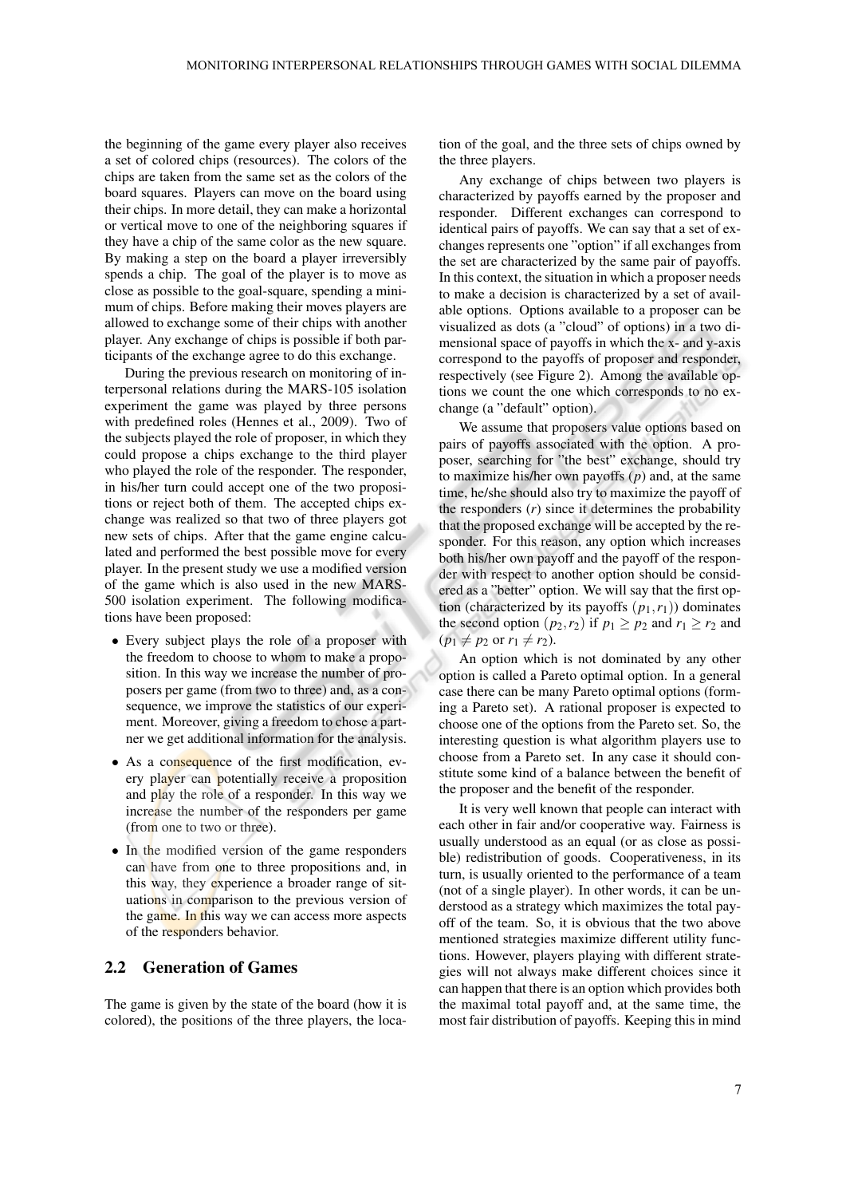the beginning of the game every player also receives a set of colored chips (resources). The colors of the chips are taken from the same set as the colors of the board squares. Players can move on the board using their chips. In more detail, they can make a horizontal or vertical move to one of the neighboring squares if they have a chip of the same color as the new square. By making a step on the board a player irreversibly spends a chip. The goal of the player is to move as close as possible to the goal-square, spending a minimum of chips. Before making their moves players are allowed to exchange some of their chips with another player. Any exchange of chips is possible if both participants of the exchange agree to do this exchange.

During the previous research on monitoring of interpersonal relations during the MARS-105 isolation experiment the game was played by three persons with predefined roles (Hennes et al., 2009). Two of the subjects played the role of proposer, in which they could propose a chips exchange to the third player who played the role of the responder. The responder, in his/her turn could accept one of the two propositions or reject both of them. The accepted chips exchange was realized so that two of three players got new sets of chips. After that the game engine calculated and performed the best possible move for every player. In the present study we use a modified version of the game which is also used in the new MARS-500 isolation experiment. The following modifications have been proposed:

- Every subject plays the role of a proposer with the freedom to choose to whom to make a proposition. In this way we increase the number of proposers per game (from two to three) and, as a consequence, we improve the statistics of our experiment. Moreover, giving a freedom to chose a partner we get additional information for the analysis.
- As a consequence of the first modification, every player can potentially receive a proposition and play the role of a responder. In this way we increase the number of the responders per game (from one to two or three).
- In the modified version of the game responders can have from one to three propositions and, in this way, they experience a broader range of situations in comparison to the previous version of the game. In this way we can access more aspects of the responders behavior.

## 2.2 Generation of Games

The game is given by the state of the board (how it is colored), the positions of the three players, the location of the goal, and the three sets of chips owned by the three players.

Any exchange of chips between two players is characterized by payoffs earned by the proposer and responder. Different exchanges can correspond to identical pairs of payoffs. We can say that a set of exchanges represents one "option" if all exchanges from the set are characterized by the same pair of payoffs. In this context, the situation in which a proposer needs to make a decision is characterized by a set of available options. Options available to a proposer can be visualized as dots (a "cloud" of options) in a two dimensional space of payoffs in which the x- and y-axis correspond to the payoffs of proposer and responder, respectively (see Figure 2). Among the available options we count the one which corresponds to no exchange (a "default" option).

We assume that proposers value options based on pairs of payoffs associated with the option. A proposer, searching for "the best" exchange, should try to maximize his/her own payoffs ($p$) and, at the same time, he/she should also try to maximize the payoff of the responders ($r$) since it determines the probability that the proposed exchange will be accepted by the responder. For this reason, any option which increases both his/her own payoff and the payoff of the responder with respect to another option should be considered as a "better" option. We will say that the first option (characterized by its payoffs $(p_1, r_1)$) dominates the second option $(p_2, r_2)$ if $p_1 \geq p_2$ and $r_1 \geq r_2$ and $(p_1 \neq p_2$ or $r_1 \neq r_2)$.

An option which is not dominated by any other option is called a Pareto optimal option. In a general case there can be many Pareto optimal options (forming a Pareto set). A rational proposer is expected to choose one of the options from the Pareto set. So, the interesting question is what algorithm players use to choose from a Pareto set. In any case it should constitute some kind of a balance between the benefit of the proposer and the benefit of the responder.

It is very well known that people can interact with each other in fair and/or cooperative way. Fairness is usually understood as an equal (or as close as possible) redistribution of goods. Cooperativeness, in its turn, is usually oriented to the performance of a team (not of a single player). In other words, it can be understood as a strategy which maximizes the total payoff of the team. So, it is obvious that the two above mentioned strategies maximize different utility functions. However, players playing with different strategies will not always make different choices since it can happen that there is an option which provides both the maximal total payoff and, at the same time, the most fair distribution of payoffs. Keeping this in mind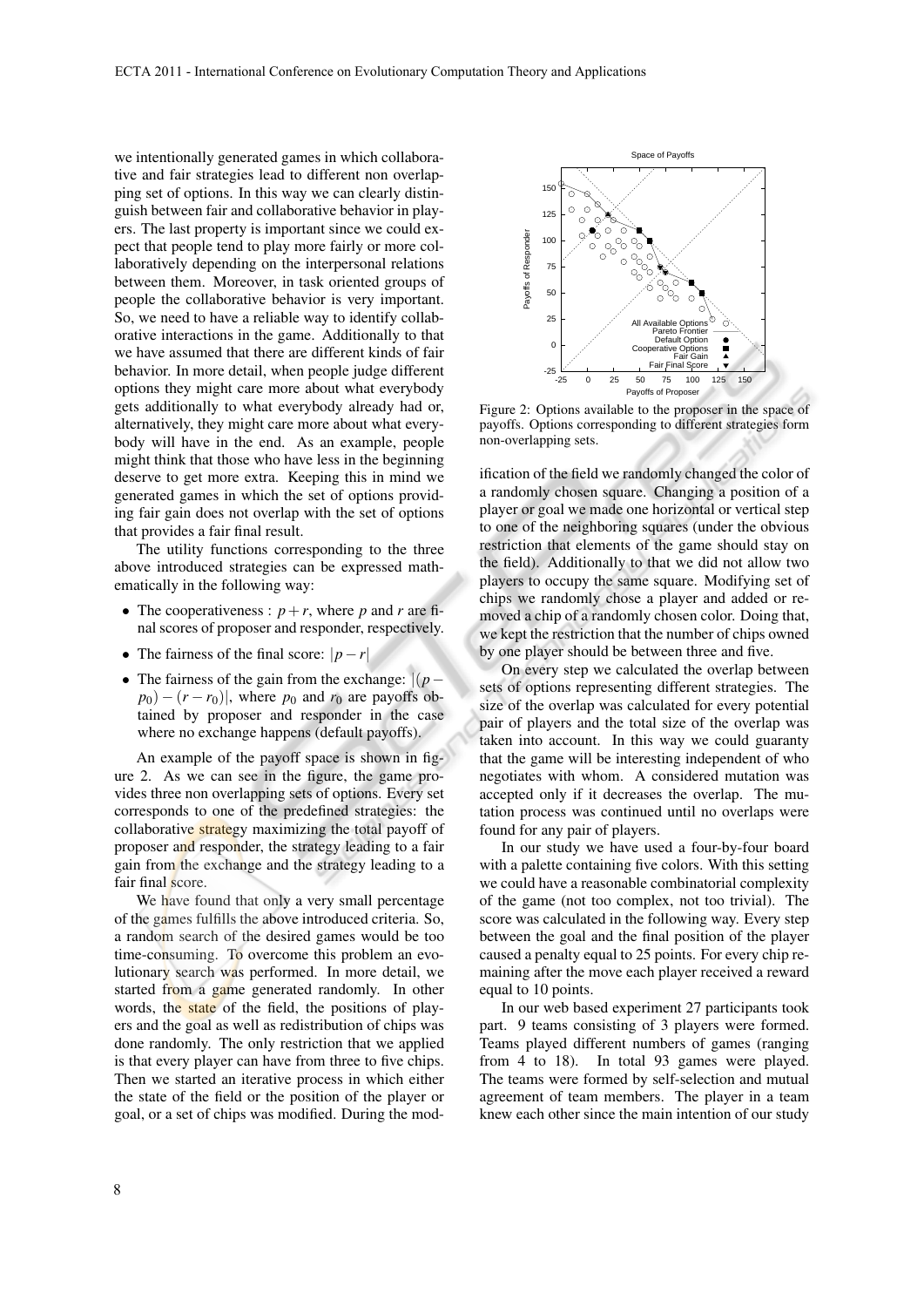we intentionally generated games in which collaborative and fair strategies lead to different non overlapping set of options. In this way we can clearly distinguish between fair and collaborative behavior in players. The last property is important since we could expect that people tend to play more fairly or more collaboratively depending on the interpersonal relations between them. Moreover, in task oriented groups of people the collaborative behavior is very important. So, we need to have a reliable way to identify collaborative interactions in the game. Additionally to that we have assumed that there are different kinds of fair behavior. In more detail, when people judge different options they might care more about what everybody gets additionally to what everybody already had or, alternatively, they might care more about what everybody will have in the end. As an example, people might think that those who have less in the beginning deserve to get more extra. Keeping this in mind we generated games in which the set of options providing fair gain does not overlap with the set of options that provides a fair final result.

The utility functions corresponding to the three above introduced strategies can be expressed mathematically in the following way:

- The cooperativeness : $p + r$, where $p$ and $r$ are final scores of proposer and responder, respectively.
- The fairness of the final score: $|p - r|$
- The fairness of the gain from the exchange: $|(p - p_0) - (r - r_0)|$, where $p_0$ and $r_0$ are payoffs obtained by proposer and responder in the case where no exchange happens (default payoffs).

An example of the payoff space is shown in figure 2. As we can see in the figure, the game provides three non overlapping sets of options. Every set corresponds to one of the predefined strategies: the collaborative strategy maximizing the total payoff of proposer and responder, the strategy leading to a fair gain from the exchange and the strategy leading to a fair final score.

We have found that only a very small percentage of the games fulfills the above introduced criteria. So, a random search of the desired games would be too time-consuming. To overcome this problem an evolutionary search was performed. In more detail, we started from a game generated randomly. In other words, the state of the field, the positions of players and the goal as well as redistribution of chips was done randomly. The only restriction that we applied is that every player can have from three to five chips. Then we started an iterative process in which either the state of the field or the position of the player or goal, or a set of chips was modified. During the modification of the field we randomly changed the color of a randomly chosen square. Changing a position of a player or goal we made one horizontal or vertical step to one of the neighboring squares (under the obvious restriction that elements of the game should stay on the field). Additionally to that we did not allow two players to occupy the same square. Modifying set of chips we randomly chose a player and added or removed a chip of a randomly chosen color. Doing that, we kept the restriction that the number of chips owned by one player should be between three and five.

Figure 2: Options available to the proposer in the space of payoffs. Options corresponding to different strategies form non-overlapping sets.

On every step we calculated the overlap between sets of options representing different strategies. The size of the overlap was calculated for every potential pair of players and the total size of the overlap was taken into account. In this way we could guaranty that the game will be interesting independent of who negotiates with whom. A considered mutation was accepted only if it decreases the overlap. The mutation process was continued until no overlaps were found for any pair of players.

In our study we have used a four-by-four board with a palette containing five colors. With this setting we could have a reasonable combinatorial complexity of the game (not too complex, not too trivial). The score was calculated in the following way. Every step between the goal and the final position of the player caused a penalty equal to 25 points. For every chip remaining after the move each player received a reward equal to 10 points.

In our web based experiment 27 participants took part. 9 teams consisting of 3 players were formed. Teams played different numbers of games (ranging from 4 to 18). In total 93 games were played. The teams were formed by self-selection and mutual agreement of team members. The player in a team knew each other since the main intention of our study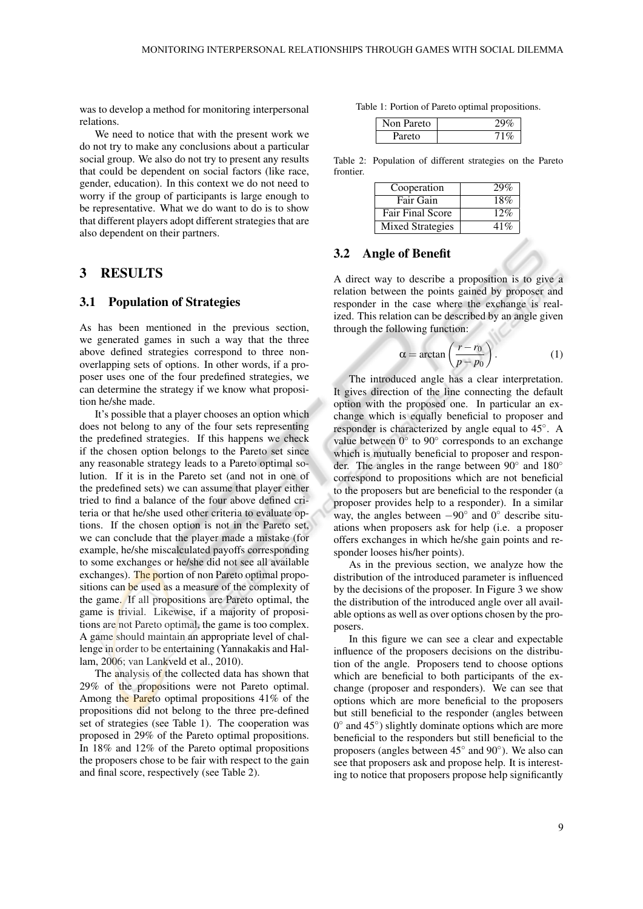was to develop a method for monitoring interpersonal relations.

We need to notice that with the present work we do not try to make any conclusions about a particular social group. We also do not try to present any results that could be dependent on social factors (like race, gender, education). In this context we do not need to worry if the group of participants is large enough to be representative. What we do want to do is to show that different players adopt different strategies that are also dependent on their partners.

## 3 RESULTS

### 3.1 Population of Strategies

As has been mentioned in the previous section, we generated games in such a way that the three above defined strategies correspond to three non-overlapping sets of options. In other words, if a proposer uses one of the four predefined strategies, we can determine the strategy if we know what proposition he/she made.

It's possible that a player chooses an option which does not belong to any of the four sets representing the predefined strategies. If this happens we check if the chosen option belongs to the Pareto set since any reasonable strategy leads to a Pareto optimal solution. If it is in the Pareto set (and not in one of the predefined sets) we can assume that player either tried to find a balance of the four above defined criteria or that he/she used other criteria to evaluate options. If the chosen option is not in the Pareto set, we can conclude that the player made a mistake (for example, he/she miscalculated payoffs corresponding to some exchanges or he/she did not see all available exchanges). The portion of non Pareto optimal propositions can be used as a measure of the complexity of the game. If all propositions are Pareto optimal, the game is trivial. Likewise, if a majority of propositions are not Pareto optimal, the game is too complex. A game should maintain an appropriate level of challenge in order to be entertaining (Yannakakis and Hallam, 2006; van Lankveld et al., 2010).

The analysis of the collected data has shown that 29% of the propositions were not Pareto optimal. Among the Pareto optimal propositions 41% of the propositions did not belong to the three pre-defined set of strategies (see Table 1). The cooperation was proposed in 29% of the Pareto optimal propositions. In 18% and 12% of the Pareto optimal propositions the proposers chose to be fair with respect to the gain and final score, respectively (see Table 2).

Table 1: Portion of Pareto optimal propositions.

| | |
|---|---|
| Non Pareto | 29% |
| Pareto | 71% |

Table 2: Population of different strategies on the Pareto frontier.

| | |
|---|---|
| Cooperation | 29% |
| Fair Gain | 18% |
| Fair Final Score | 12% |
| Mixed Strategies | 41% |

### 3.2 Angle of Benefit

A direct way to describe a proposition is to give a relation between the points gained by proposer and responder in the case where the exchange is realized. This relation can be described by an angle given through the following function:

$$\alpha = \arctan\left(\frac{r - r_0}{p - p_0}\right). \tag{1}$$

The introduced angle has a clear interpretation. It gives direction of the line connecting the default option with the proposed one. In particular an exchange which is equally beneficial to proposer and responder is characterized by angle equal to 45°. A value between 0° to 90° corresponds to an exchange which is mutually beneficial to proposer and responder. The angles in the range between 90° and 180° correspond to propositions which are not beneficial to the proposers but are beneficial to the responder (a proposer provides help to a responder). In a similar way, the angles between −90° and 0° describe situations when proposers ask for help (i.e. a proposer offers exchanges in which he/she gain points and responder looses his/her points).

As in the previous section, we analyze how the distribution of the introduced parameter is influenced by the decisions of the proposer. In Figure 3 we show the distribution of the introduced angle over all available options as well as over options chosen by the proposers.

In this figure we can see a clear and expectable influence of the proposers decisions on the distribution of the angle. Proposers tend to choose options which are beneficial to both participants of the exchange (proposer and responders). We can see that options which are more beneficial to the proposers but still beneficial to the responder (angles between 0° and 45°) slightly dominate options which are more beneficial to the responders but still beneficial to the proposers (angles between 45° and 90°). We also can see that proposers ask and propose help. It is interesting to notice that proposers propose help significantly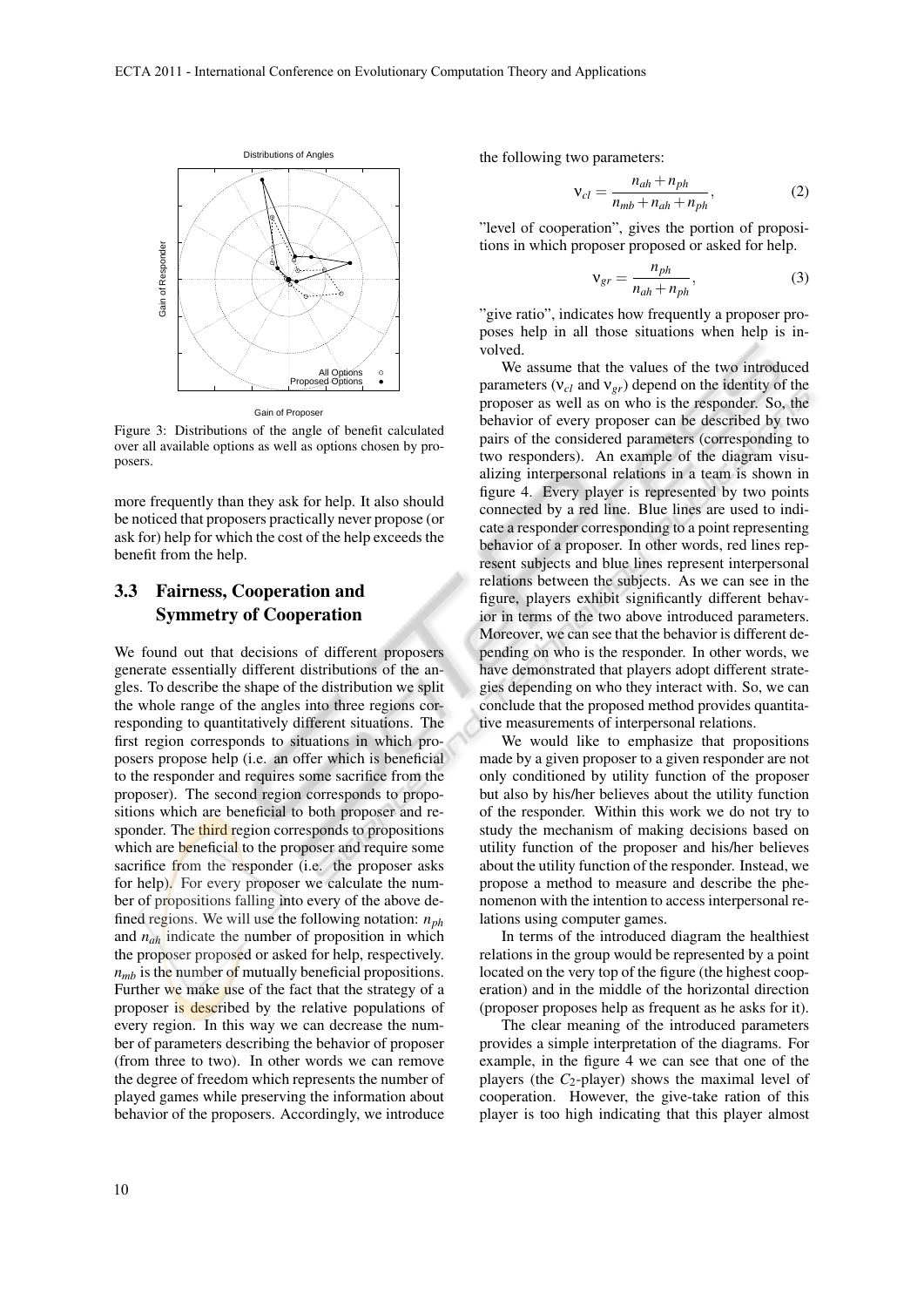Figure 3: Distributions of the angle of benefit calculated over all available options as well as options chosen by proposers.

more frequently than they ask for help. It also should be noticed that proposers practically never propose (or ask for) help for which the cost of the help exceeds the benefit from the help.

## 3.3 Fairness, Cooperation and Symmetry of Cooperation

We found out that decisions of different proposers generate essentially different distributions of the angles. To describe the shape of the distribution we split the whole range of the angles into three regions corresponding to quantitatively different situations. The first region corresponds to situations in which proposers propose help (i.e. an offer which is beneficial to the responder and requires some sacrifice from the proposer). The second region corresponds to propositions which are beneficial to both proposer and responder. The third region corresponds to propositions which are beneficial to the proposer and require some sacrifice from the responder (i.e. the proposer asks for help). For every proposer we calculate the number of propositions falling into every of the above defined regions. We will use the following notation: $n_{ph}$ and $n_{ah}$ indicate the number of proposition in which the proposer proposed or asked for help, respectively. $n_{mb}$ is the number of mutually beneficial propositions. Further we make use of the fact that the strategy of a proposer is described by the relative populations of every region. In this way we can decrease the number of parameters describing the behavior of proposer (from three to two). In other words we can remove the degree of freedom which represents the number of played games while preserving the information about behavior of the proposers. Accordingly, we introduce the following two parameters:

$$\nu_{cl} = \frac{n_{ah} + n_{ph}}{n_{mb} + n_{ah} + n_{ph}}, \tag{2}$$

"level of cooperation", gives the portion of propositions in which proposer proposed or asked for help.

$$\nu_{gr} = \frac{n_{ph}}{n_{ah} + n_{ph}}, \tag{3}$$

"give ratio", indicates how frequently a proposer proposes help in all those situations when help is involved.

We assume that the values of the two introduced parameters ($\nu_{cl}$ and $\nu_{gr}$) depend on the identity of the proposer as well as on who is the responder. So, the behavior of every proposer can be described by two pairs of the considered parameters (corresponding to two responders). An example of the diagram visualizing interpersonal relations in a team is shown in figure 4. Every player is represented by two points connected by a red line. Blue lines are used to indicate a responder corresponding to a point representing behavior of a proposer. In other words, red lines represent subjects and blue lines represent interpersonal relations between the subjects. As we can see in the figure, players exhibit significantly different behavior in terms of the two above introduced parameters. Moreover, we can see that the behavior is different depending on who is the responder. In other words, we have demonstrated that players adopt different strategies depending on who they interact with. So, we can conclude that the proposed method provides quantitative measurements of interpersonal relations.

We would like to emphasize that propositions made by a given proposer to a given responder are not only conditioned by utility function of the proposer but also by his/her believes about the utility function of the responder. Within this work we do not try to study the mechanism of making decisions based on utility function of the proposer and his/her believes about the utility function of the responder. Instead, we propose a method to measure and describe the phenomenon with the intention to access interpersonal relations using computer games.

In terms of the introduced diagram the healthiest relations in the group would be represented by a point located on the very top of the figure (the highest cooperation) and in the middle of the horizontal direction (proposer proposes help as frequent as he asks for it).

The clear meaning of the introduced parameters provides a simple interpretation of the diagrams. For example, in the figure 4 we can see that one of the players (the $C_2$-player) shows the maximal level of cooperation. However, the give-take ration of this player is too high indicating that this player almost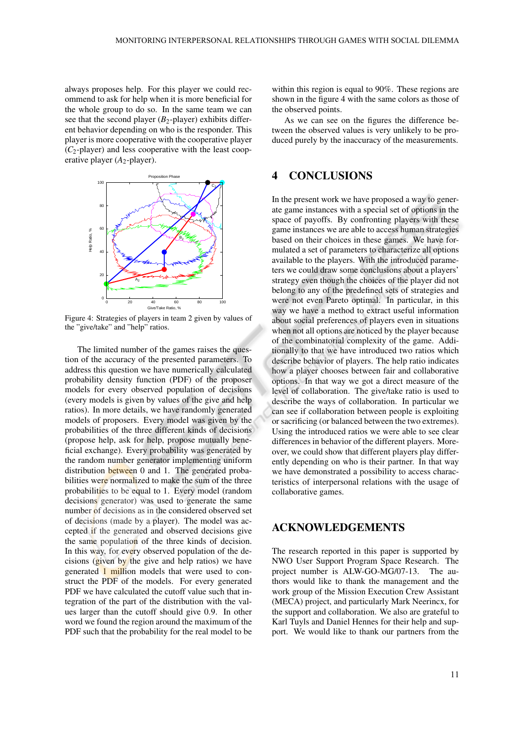always proposes help. For this player we could recommend to ask for help when it is more beneficial for the whole group to do so. In the same team we can see that the second player ($B_2$-player) exhibits different behavior depending on who is the responder. This player is more cooperative with the cooperative player ($C_2$-player) and less cooperative with the least cooperative player ($A_2$-player).

Figure 4: Strategies of players in team 2 given by values of the "give/take" and "help" ratios.

The limited number of the games raises the question of the accuracy of the presented parameters. To address this question we have numerically calculated probability density function (PDF) of the proposer models for every observed population of decisions (every models is given by values of the give and help ratios). In more details, we have randomly generated models of proposers. Every model was given by the probabilities of the three different kinds of decisions (propose help, ask for help, propose mutually beneficial exchange). Every probability was generated by the random number generator implementing uniform distribution between 0 and 1. The generated probabilities were normalized to make the sum of the three probabilities to be equal to 1. Every model (random decisions generator) was used to generate the same number of decisions as in the considered observed set of decisions (made by a player). The model was accepted if the generated and observed decisions give the same population of the three kinds of decision. In this way, for every observed population of the decisions (given by the give and help ratios) we have generated 1 million models that were used to construct the PDF of the models. For every generated PDF we have calculated the cutoff value such that integration of the part of the distribution with the values larger than the cutoff should give 0.9. In other word we found the region around the maximum of the PDF such that the probability for the real model to be within this region is equal to 90%. These regions are shown in the figure 4 with the same colors as those of the observed points.

As we can see on the figures the difference between the observed values is very unlikely to be produced purely by the inaccuracy of the measurements.

## 4 CONCLUSIONS

In the present work we have proposed a way to generate game instances with a special set of options in the space of payoffs. By confronting players with these game instances we are able to access human strategies based on their choices in these games. We have formulated a set of parameters to characterize all options available to the players. With the introduced parameters we could draw some conclusions about a players' strategy even though the choices of the player did not belong to any of the predefined sets of strategies and were not even Pareto optimal. In particular, in this way we have a method to extract useful information about social preferences of players even in situations when not all options are noticed by the player because of the combinatorial complexity of the game. Additionally to that we have introduced two ratios which describe behavior of players. The help ratio indicates how a player chooses between fair and collaborative options. In that way we got a direct measure of the level of collaboration. The give/take ratio is used to describe the ways of collaboration. In particular we can see if collaboration between people is exploiting or sacrificing (or balanced between the two extremes). Using the introduced ratios we were able to see clear differences in behavior of the different players. Moreover, we could show that different players play differently depending on who is their partner. In that way we have demonstrated a possibility to access characteristics of interpersonal relations with the usage of collaborative games.

## ACKNOWLEDGEMENTS

The research reported in this paper is supported by NWO User Support Program Space Research. The project number is ALW-GO-MG/07-13. The authors would like to thank the management and the work group of the Mission Execution Crew Assistant (MECA) project, and particularly Mark Neerincx, for the support and collaboration. We also are grateful to Karl Tuyls and Daniel Hennes for their help and support. We would like to thank our partners from the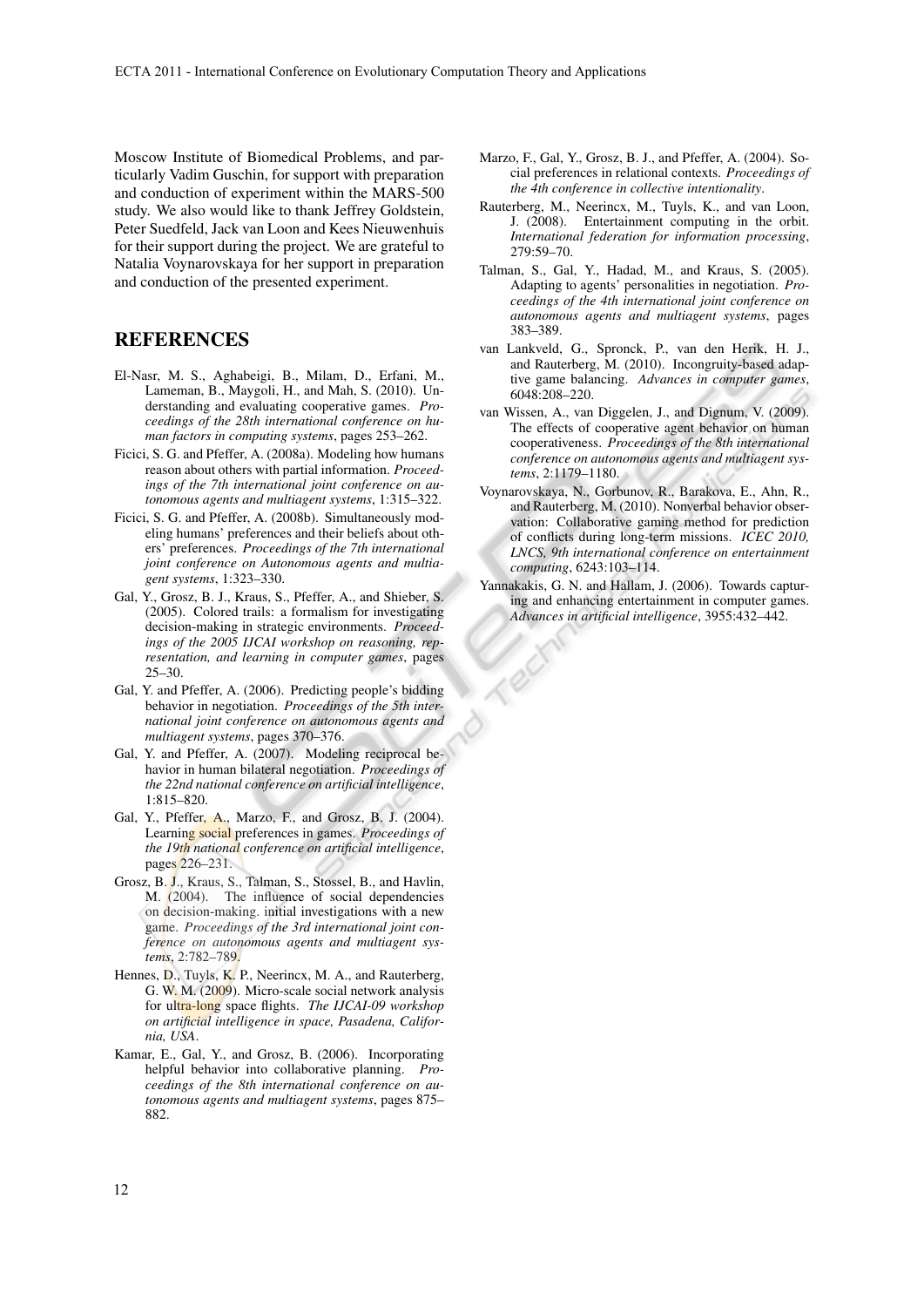Moscow Institute of Biomedical Problems, and particularly Vadim Guschin, for support with preparation and conduction of experiment within the MARS-500 study. We also would like to thank Jeffrey Goldstein, Peter Suedfeld, Jack van Loon and Kees Nieuwenhuis for their support during the project. We are grateful to Natalia Voynarovskaya for her support in preparation and conduction of the presented experiment.

## REFERENCES

El-Nasr, M. S., Aghabeigi, B., Milam, D., Erfani, M., Lameman, B., Maygoli, H., and Mah, S. (2010). Understanding and evaluating cooperative games. *Proceedings of the 28th international conference on human factors in computing systems*, pages 253–262.

Ficici, S. G. and Pfeffer, A. (2008a). Modeling how humans reason about others with partial information. *Proceedings of the 7th international joint conference on autonomous agents and multiagent systems*, 1:315–322.

Ficici, S. G. and Pfeffer, A. (2008b). Simultaneously modeling humans' preferences and their beliefs about others' preferences. *Proceedings of the 7th international joint conference on Autonomous agents and multiagent systems*, 1:323–330.

Gal, Y., Grosz, B. J., Kraus, S., Pfeffer, A., and Shieber, S. (2005). Colored trails: a formalism for investigating decision-making in strategic environments. *Proceedings of the 2005 IJCAI workshop on reasoning, representation, and learning in computer games*, pages 25–30.

Gal, Y. and Pfeffer, A. (2006). Predicting people's bidding behavior in negotiation. *Proceedings of the 5th international joint conference on autonomous agents and multiagent systems*, pages 370–376.

Gal, Y. and Pfeffer, A. (2007). Modeling reciprocal behavior in human bilateral negotiation. *Proceedings of the 22nd national conference on artificial intelligence*, 1:815–820.

Gal, Y., Pfeffer, A., Marzo, F., and Grosz, B. J. (2004). Learning social preferences in games. *Proceedings of the 19th national conference on artificial intelligence*, pages 226–231.

Grosz, B. J., Kraus, S., Talman, S., Stossel, B., and Havlin, M. (2004). The influence of social dependencies on decision-making. initial investigations with a new game. *Proceedings of the 3rd international joint conference on autonomous agents and multiagent systems*, 2:782–789.

Hennes, D., Tuyls, K. P., Neerincx, M. A., and Rauterberg, G. W. M. (2009). Micro-scale social network analysis for ultra-long space flights. *The IJCAI-09 workshop on artificial intelligence in space, Pasadena, California, USA*.

Kamar, E., Gal, Y., and Grosz, B. (2006). Incorporating helpful behavior into collaborative planning. *Proceedings of the 8th international conference on autonomous agents and multiagent systems*, pages 875–882.

Marzo, F., Gal, Y., Grosz, B. J., and Pfeffer, A. (2004). Social preferences in relational contexts. *Proceedings of the 4th conference in collective intentionality*.

Rauterberg, M., Neerincx, M., Tuyls, K., and van Loon, J. (2008). Entertainment computing in the orbit. *International federation for information processing*, 279:59–70.

Talman, S., Gal, Y., Hadad, M., and Kraus, S. (2005). Adapting to agents' personalities in negotiation. *Proceedings of the 4th international joint conference on autonomous agents and multiagent systems*, pages 383–389.

van Lankveld, G., Spronck, P., van den Herik, H. J., and Rauterberg, M. (2010). Incongruity-based adaptive game balancing. *Advances in computer games*, 6048:208–220.

van Wissen, A., van Diggelen, J., and Dignum, V. (2009). The effects of cooperative agent behavior on human cooperativeness. *Proceedings of the 8th international conference on autonomous agents and multiagent systems*, 2:1179–1180.

Voynarovskaya, N., Gorbunov, R., Barakova, E., Ahn, R., and Rauterberg, M. (2010). Nonverbal behavior observation: Collaborative gaming method for prediction of conflicts during long-term missions. *ICEC 2010, LNCS, 9th international conference on entertainment computing*, 6243:103–114.

Yannakakis, G. N. and Hallam, J. (2006). Towards capturing and enhancing entertainment in computer games. *Advances in artificial intelligence*, 3955:432–442.